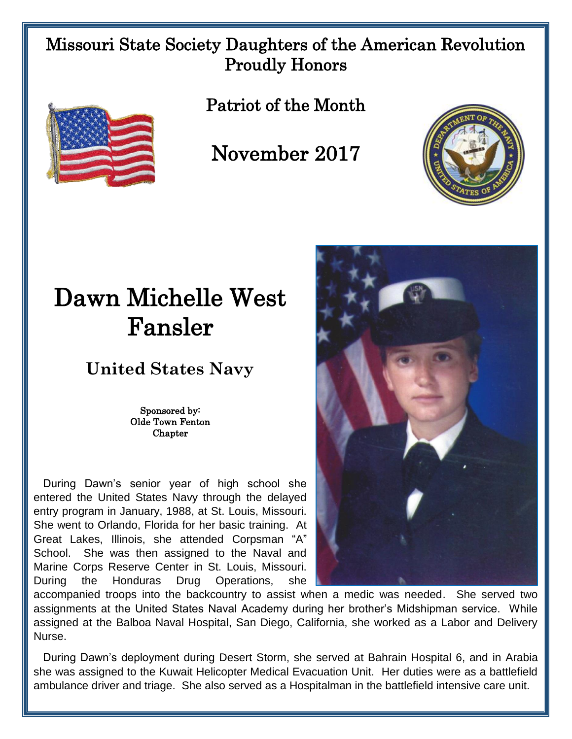# Missouri State Society Daughters of the American Revolution Proudly Honors

## Patriot of the Month

## November 2017

# Dawn Michelle West Fansler

### United States Navy

Sponsored by:
Olde Town Fenton Chapter

During Dawn's senior year of high school she entered the United States Navy through the delayed entry program in January, 1988, at St. Louis, Missouri. She went to Orlando, Florida for her basic training. At Great Lakes, Illinois, she attended Corpsman "A" School. She was then assigned to the Naval and Marine Corps Reserve Center in St. Louis, Missouri. During the Honduras Drug Operations, she accompanied troops into the backcountry to assist when a medic was needed. She served two assignments at the United States Naval Academy during her brother's Midshipman service. While assigned at the Balboa Naval Hospital, San Diego, California, she worked as a Labor and Delivery Nurse.

During Dawn's deployment during Desert Storm, she served at Bahrain Hospital 6, and in Arabia she was assigned to the Kuwait Helicopter Medical Evacuation Unit. Her duties were as a battlefield ambulance driver and triage. She also served as a Hospitalman in the battlefield intensive care unit.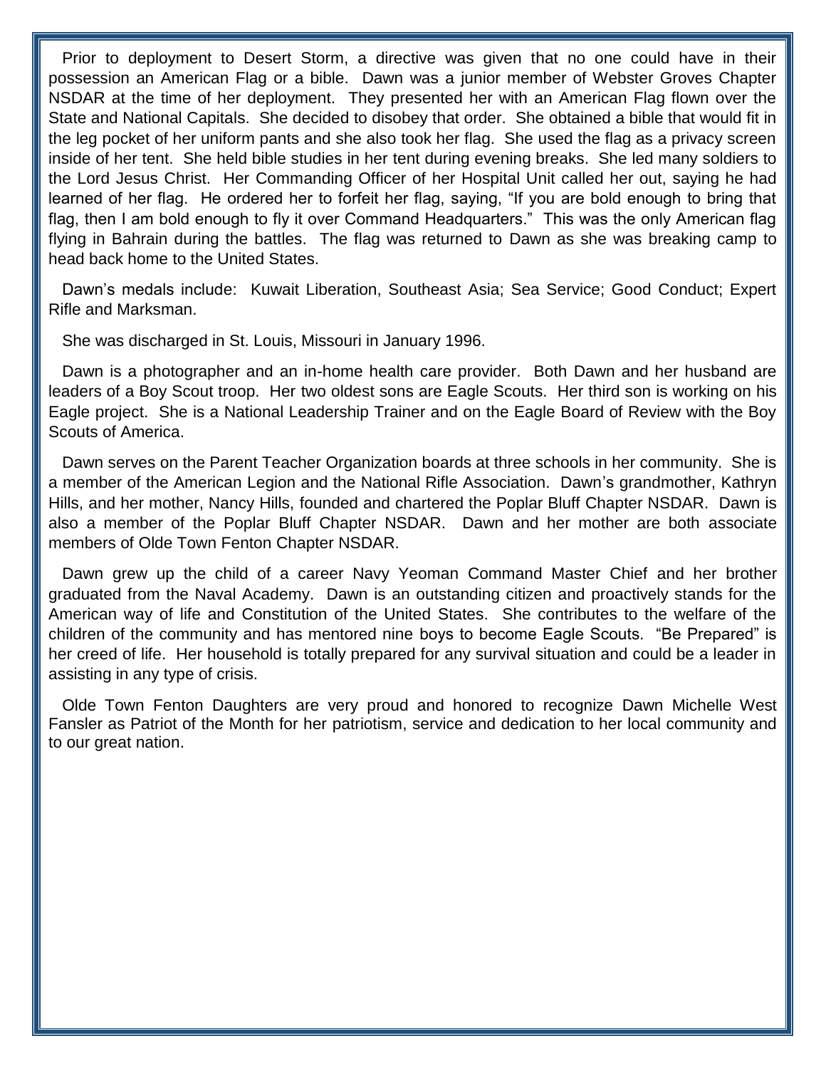Prior to deployment to Desert Storm, a directive was given that no one could have in their possession an American Flag or a bible. Dawn was a junior member of Webster Groves Chapter NSDAR at the time of her deployment. They presented her with an American Flag flown over the State and National Capitals. She decided to disobey that order. She obtained a bible that would fit in the leg pocket of her uniform pants and she also took her flag. She used the flag as a privacy screen inside of her tent. She held bible studies in her tent during evening breaks. She led many soldiers to the Lord Jesus Christ. Her Commanding Officer of her Hospital Unit called her out, saying he had learned of her flag. He ordered her to forfeit her flag, saying, "If you are bold enough to bring that flag, then I am bold enough to fly it over Command Headquarters." This was the only American flag flying in Bahrain during the battles. The flag was returned to Dawn as she was breaking camp to head back home to the United States.

Dawn's medals include: Kuwait Liberation, Southeast Asia; Sea Service; Good Conduct; Expert Rifle and Marksman.

She was discharged in St. Louis, Missouri in January 1996.

Dawn is a photographer and an in-home health care provider. Both Dawn and her husband are leaders of a Boy Scout troop. Her two oldest sons are Eagle Scouts. Her third son is working on his Eagle project. She is a National Leadership Trainer and on the Eagle Board of Review with the Boy Scouts of America.

Dawn serves on the Parent Teacher Organization boards at three schools in her community. She is a member of the American Legion and the National Rifle Association. Dawn's grandmother, Kathryn Hills, and her mother, Nancy Hills, founded and chartered the Poplar Bluff Chapter NSDAR. Dawn is also a member of the Poplar Bluff Chapter NSDAR. Dawn and her mother are both associate members of Olde Town Fenton Chapter NSDAR.

Dawn grew up the child of a career Navy Yeoman Command Master Chief and her brother graduated from the Naval Academy. Dawn is an outstanding citizen and proactively stands for the American way of life and Constitution of the United States. She contributes to the welfare of the children of the community and has mentored nine boys to become Eagle Scouts. "Be Prepared" is her creed of life. Her household is totally prepared for any survival situation and could be a leader in assisting in any type of crisis.

Olde Town Fenton Daughters are very proud and honored to recognize Dawn Michelle West Fansler as Patriot of the Month for her patriotism, service and dedication to her local community and to our great nation.